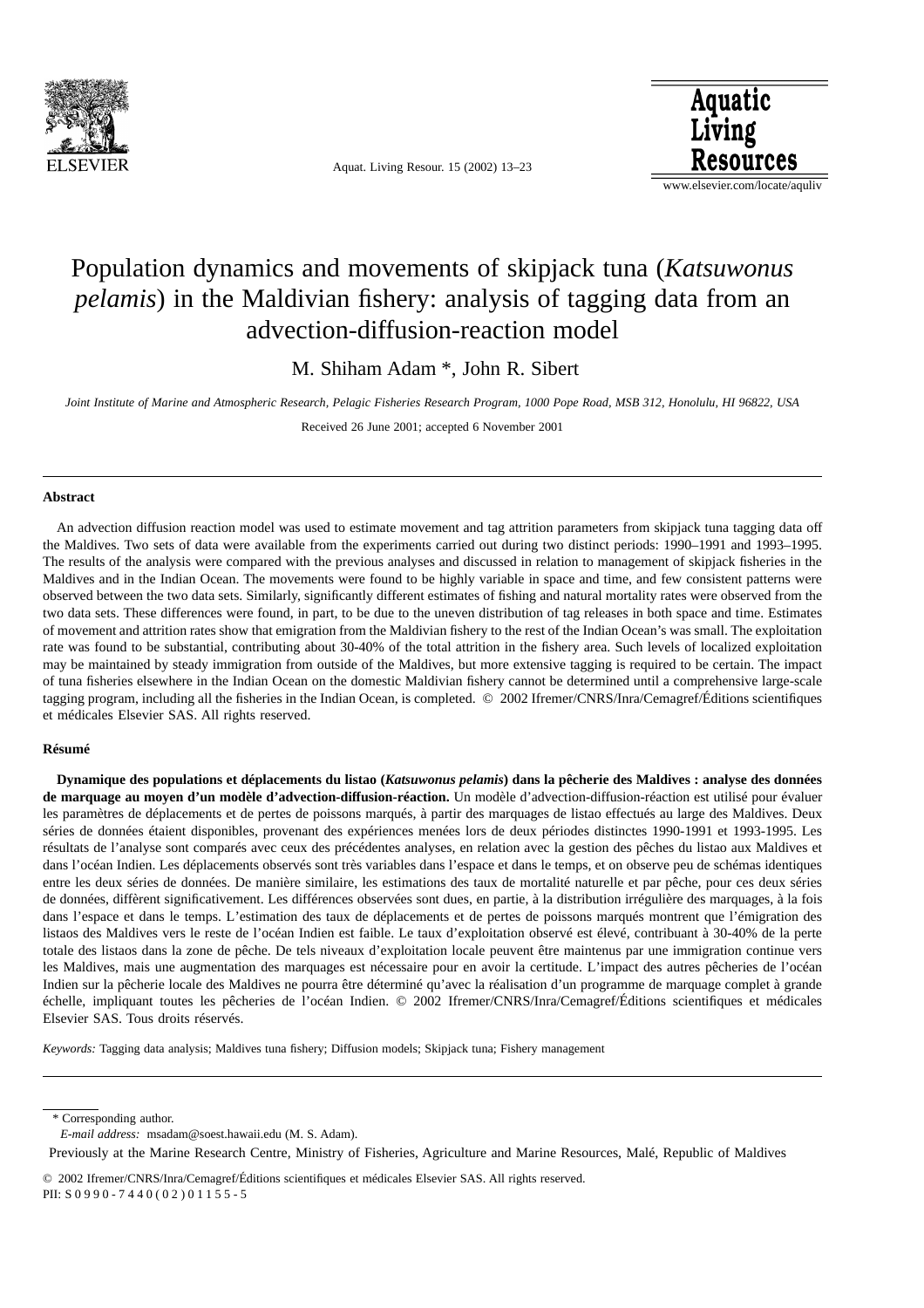# Population dynamics and movements of skipjack tuna (*Katsuwonus pelamis*) in the Maldivian fishery: analysis of tagging data from an advection-diffusion-reaction model

M. Shiham Adam *, John R. Sibert

*Joint Institute of Marine and Atmospheric Research, Pelagic Fisheries Research Program, 1000 Pope Road, MSB 312, Honolulu, HI 96822, USA*

Received 26 June 2001; accepted 6 November 2001

## Abstract

An advection diffusion reaction model was used to estimate movement and tag attrition parameters from skipjack tuna tagging data off the Maldives. Two sets of data were available from the experiments carried out during two distinct periods: 1990–1991 and 1993–1995. The results of the analysis were compared with the previous analyses and discussed in relation to management of skipjack fisheries in the Maldives and in the Indian Ocean. The movements were found to be highly variable in space and time, and few consistent patterns were observed between the two data sets. Similarly, significantly different estimates of fishing and natural mortality rates were observed from the two data sets. These differences were found, in part, to be due to the uneven distribution of tag releases in both space and time. Estimates of movement and attrition rates show that emigration from the Maldivian fishery to the rest of the Indian Ocean's was small. The exploitation rate was found to be substantial, contributing about 30-40% of the total attrition in the fishery area. Such levels of localized exploitation may be maintained by steady immigration from outside of the Maldives, but more extensive tagging is required to be certain. The impact of tuna fisheries elsewhere in the Indian Ocean on the domestic Maldivian fishery cannot be determined until a comprehensive large-scale tagging program, including all the fisheries in the Indian Ocean, is completed. © 2002 Ifremer/CNRS/Inra/Cemagref/Éditions scientifiques et médicales Elsevier SAS. All rights reserved.

## Résumé

**Dynamique des populations et déplacements du listao (*Katsuwonus pelamis*) dans la pêcherie des Maldives : analyse des données de marquage au moyen d'un modèle d'advection-diffusion-réaction.** Un modèle d'advection-diffusion-réaction est utilisé pour évaluer les paramètres de déplacements et de pertes de poissons marqués, à partir des marquages de listao effectués au large des Maldives. Deux séries de données étaient disponibles, provenant des expériences menées lors de deux périodes distinctes 1990-1991 et 1993-1995. Les résultats de l'analyse sont comparés avec ceux des précédentes analyses, en relation avec la gestion des pêches du listao aux Maldives et dans l'océan Indien. Les déplacements observés sont très variables dans l'espace et dans le temps, et on observe peu de schémas identiques entre les deux séries de données. De manière similaire, les estimations des taux de mortalité naturelle et par pêche, pour ces deux séries de données, diffèrent significativement. Les différences observées sont dues, en partie, à la distribution irrégulière des marquages, à la fois dans l'espace et dans le temps. L'estimation des taux de déplacements et de pertes de poissons marqués montrent que l'émigration des listaos des Maldives vers le reste de l'océan Indien est faible. Le taux d'exploitation observé est élevé, contribuant à 30-40% de la perte totale des listaos dans la zone de pêche. De tels niveaux d'exploitation locale peuvent être maintenus par une immigration continue vers les Maldives, mais une augmentation des marquages est nécessaire pour en avoir la certitude. L'impact des autres pêcheries de l'océan Indien sur la pêcherie locale des Maldives ne pourra être déterminé qu'avec la réalisation d'un programme de marquage complet à grande échelle, impliquant toutes les pêcheries de l'océan Indien. © 2002 Ifremer/CNRS/Inra/Cemagref/Éditions scientifiques et médicales Elsevier SAS. Tous droits réservés.

*Keywords:* Tagging data analysis; Maldives tuna fishery; Diffusion models; Skipjack tuna; Fishery management

---

\* Corresponding author.

*E-mail address:* msadam@soest.hawaii.edu (M. S. Adam).

Previously at the Marine Research Centre, Ministry of Fisheries, Agriculture and Marine Resources, Malé, Republic of Maldives

© 2002 Ifremer/CNRS/Inra/Cemagref/Éditions scientifiques et médicales Elsevier SAS. All rights reserved.
PII: S0990-7440(02)01155-5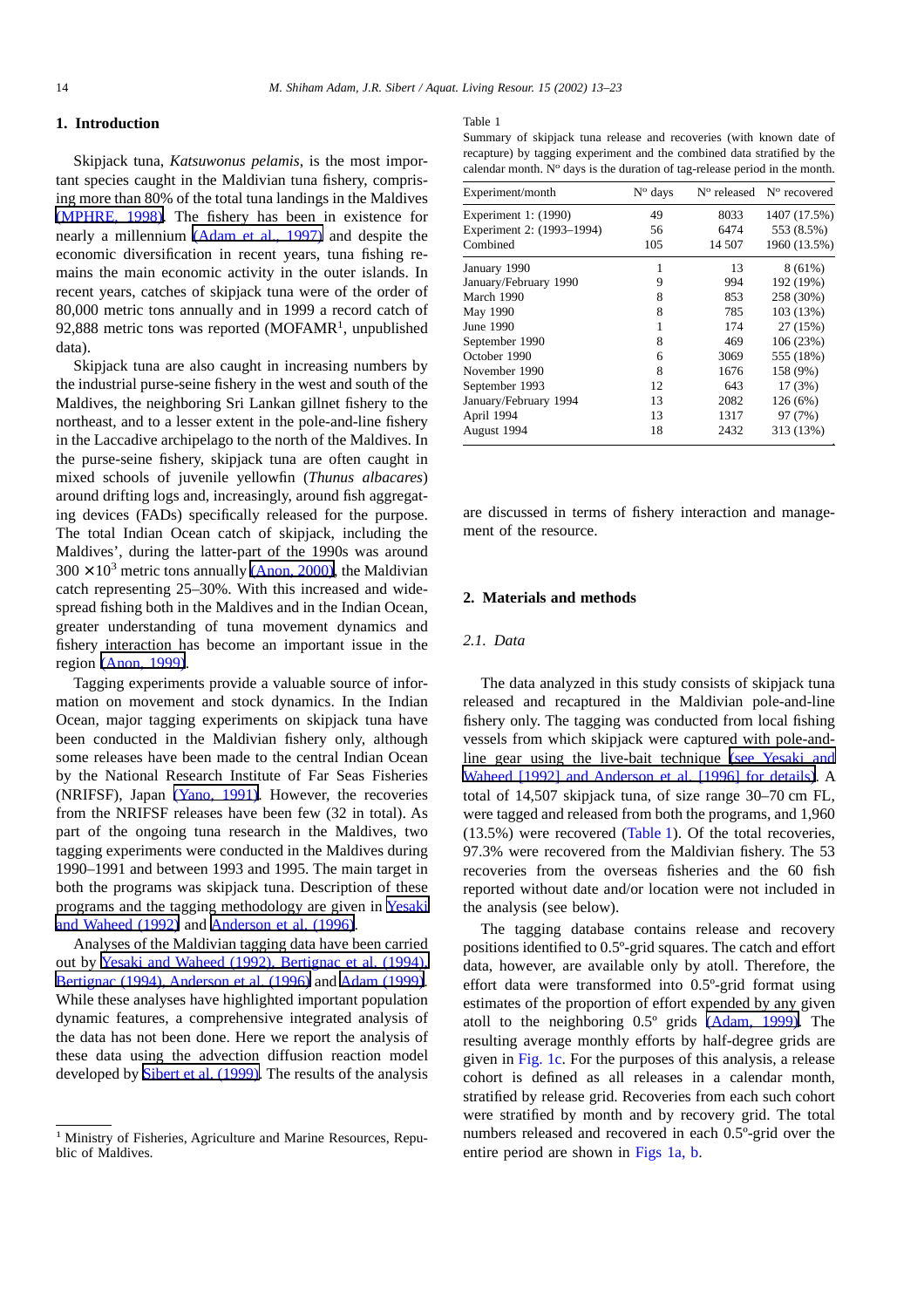## 1. Introduction

Skipjack tuna, *Katsuwonus pelamis*, is the most important species caught in the Maldivian tuna fishery, comprising more than 80% of the total tuna landings in the Maldives (MPHRE, 1998). The fishery has been in existence for nearly a millennium (Adam et al., 1997) and despite the economic diversification in recent years, tuna fishing remains the main economic activity in the outer islands. In recent years, catches of skipjack tuna were of the order of 80,000 metric tons annually and in 1999 a record catch of 92,888 metric tons was reported (MOFAMR[1], unpublished data).

Skipjack tuna are also caught in increasing numbers by the industrial purse-seine fishery in the west and south of the Maldives, the neighboring Sri Lankan gillnet fishery to the northeast, and to a lesser extent in the pole-and-line fishery in the Laccadive archipelago to the north of the Maldives. In the purse-seine fishery, skipjack tuna are often caught in mixed schools of juvenile yellowfin (*Thunus albacares*) around drifting logs and, increasingly, around fish aggregating devices (FADs) specifically released for the purpose. The total Indian Ocean catch of skipjack, including the Maldives', during the latter-part of the 1990s was around $300 \times 10^3$ metric tons annually (Anon, 2000), the Maldivian catch representing 25–30%. With this increased and widespread fishing both in the Maldives and in the Indian Ocean, greater understanding of tuna movement dynamics and fishery interaction has become an important issue in the region (Anon, 1999).

Tagging experiments provide a valuable source of information on movement and stock dynamics. In the Indian Ocean, major tagging experiments on skipjack tuna have been conducted in the Maldivian fishery only, although some releases have been made to the central Indian Ocean by the National Research Institute of Far Seas Fisheries (NRIFSF), Japan (Yano, 1991). However, the recoveries from the NRIFSF releases have been few (32 in total). As part of the ongoing tuna research in the Maldives, two tagging experiments were conducted in the Maldives during 1990–1991 and between 1993 and 1995. The main target in both the programs was skipjack tuna. Description of these programs and the tagging methodology are given in Yesaki and Waheed (1992) and Anderson et al. (1996).

Analyses of the Maldivian tagging data have been carried out by Yesaki and Waheed (1992), Bertignac et al. (1994), Bertignac (1994), Anderson et al. (1996) and Adam (1999). While these analyses have highlighted important population dynamic features, a comprehensive integrated analysis of the data has not been done. Here we report the analysis of these data using the advection diffusion reaction model developed by Sibert et al. (1999). The results of the analysis are discussed in terms of fishery interaction and management of the resource.

[1] Ministry of Fisheries, Agriculture and Marine Resources, Republic of Maldives.

Table 1
Summary of skipjack tuna release and recoveries (with known date of recapture) by tagging experiment and the combined data stratified by the calendar month. Nº days is the duration of tag-release period in the month.

| Experiment/month | Nº days | Nº released | Nº recovered |
|---|---|---|---|
| Experiment 1: (1990) | 49 | 8033 | 1407 (17.5%) |
| Experiment 2: (1993–1994) | 56 | 6474 | 553 (8.5%) |
| Combined | 105 | 14 507 | 1960 (13.5%) |
| January 1990 | 1 | 13 | 8 (61%) |
| January/February 1990 | 9 | 994 | 192 (19%) |
| March 1990 | 8 | 853 | 258 (30%) |
| May 1990 | 8 | 785 | 103 (13%) |
| June 1990 | 1 | 174 | 27 (15%) |
| September 1990 | 8 | 469 | 106 (23%) |
| October 1990 | 6 | 3069 | 555 (18%) |
| November 1990 | 8 | 1676 | 158 (9%) |
| September 1993 | 12 | 643 | 17 (3%) |
| January/February 1994 | 13 | 2082 | 126 (6%) |
| April 1994 | 13 | 1317 | 97 (7%) |
| August 1994 | 18 | 2432 | 313 (13%) |

## 2. Materials and methods

### 2.1. Data

The data analyzed in this study consists of skipjack tuna released and recaptured in the Maldivian pole-and-line fishery only. The tagging was conducted from local fishing vessels from which skipjack were captured with pole-and-line gear using the live-bait technique (see Yesaki and Waheed [1992] and Anderson et al. [1996] for details). A total of 14,507 skipjack tuna, of size range 30–70 cm FL, were tagged and released from both the programs, and 1,960 (13.5%) were recovered (Table 1). Of the total recoveries, 97.3% were recovered from the Maldivian fishery. The 53 recoveries from the overseas fisheries and the 60 fish reported without date and/or location were not included in the analysis (see below).

The tagging database contains release and recovery positions identified to 0.5º-grid squares. The catch and effort data, however, are available only by atoll. Therefore, the effort data were transformed into 0.5º-grid format using estimates of the proportion of effort expended by any given atoll to the neighboring 0.5º grids (Adam, 1999). The resulting average monthly efforts by half-degree grids are given in Fig. 1c. For the purposes of this analysis, a release cohort is defined as all releases in a calendar month, stratified by release grid. Recoveries from each such cohort were stratified by month and by recovery grid. The total numbers released and recovered in each 0.5º-grid over the entire period are shown in Figs 1a, b.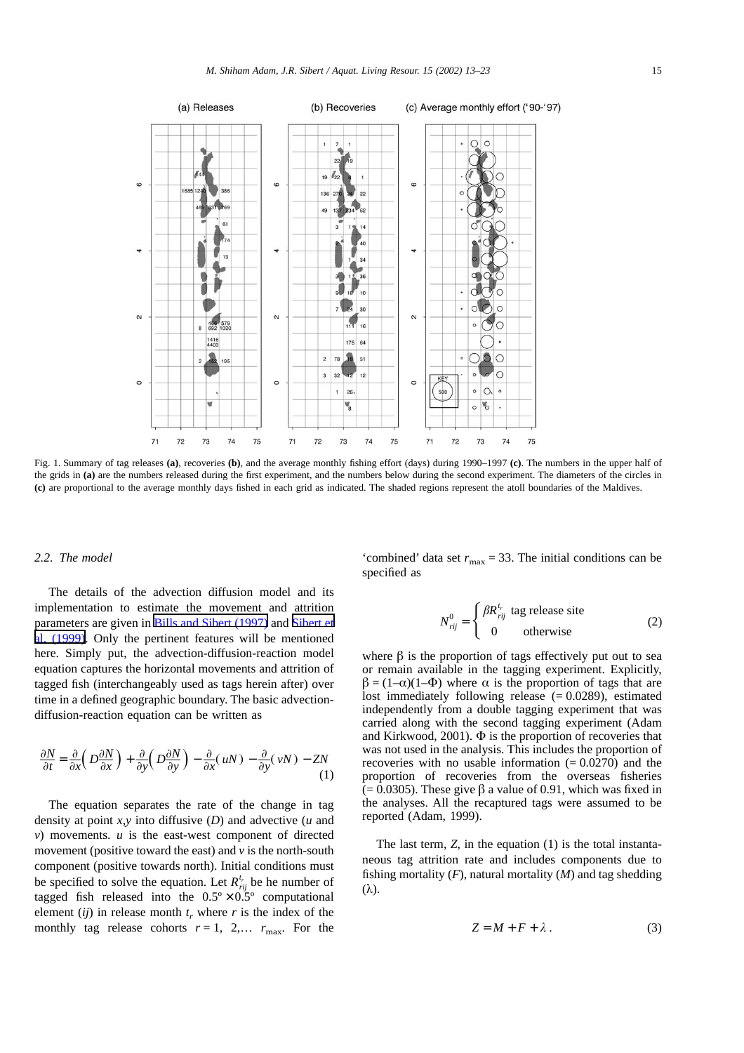Fig. 1. Summary of tag releases **(a)**, recoveries **(b)**, and the average monthly fishing effort (days) during 1990–1997 **(c)**. The numbers in the upper half of the grids in **(a)** are the numbers released during the first experiment, and the numbers below during the second experiment. The diameters of the circles in **(c)** are proportional to the average monthly days fished in each grid as indicated. The shaded regions represent the atoll boundaries of the Maldives.

### *2.2. The model*

The details of the advection diffusion model and its implementation to estimate the movement and attrition parameters are given in Bills and Sibert (1997) and Sibert et al. (1999). Only the pertinent features will be mentioned here. Simply put, the advection-diffusion-reaction model equation captures the horizontal movements and attrition of tagged fish (interchangeably used as tags herein after) over time in a defined geographic boundary. The basic advection-diffusion-reaction equation can be written as

$$\frac{\partial N}{\partial t} = \frac{\partial}{\partial x}\left(D\frac{\partial N}{\partial x}\right) + \frac{\partial}{\partial y}\left(D\frac{\partial N}{\partial y}\right) - \frac{\partial}{\partial x}(uN) - \frac{\partial}{\partial y}(vN) - ZN \tag{1}$$

The equation separates the rate of the change in tag density at point $x,y$ into diffusive ($D$) and advective ($u$ and $v$) movements. $u$ is the east-west component of directed movement (positive toward the east) and $v$ is the north-south component (positive towards north). Initial conditions must be specified to solve the equation. Let $R_{rij}^{t_r}$ be he number of tagged fish released into the $0.5° \times 0.5°$ computational element ($ij$) in release month $t_r$ where $r$ is the index of the monthly tag release cohorts $r = 1, 2, \ldots\ r_{max}$. For the 'combined' data set $r_{max} = 33$. The initial conditions can be specified as

$$N_{rij}^{0} = \begin{cases} \beta R_{rij}^{t_r} & \text{tag release site} \\ 0 & \text{otherwise} \end{cases} \tag{2}$$

where β is the proportion of tags effectively put out to sea or remain available in the tagging experiment. Explicitly, $\beta = (1–\alpha)(1–\Phi)$ where α is the proportion of tags that are lost immediately following release (= 0.0289), estimated independently from a double tagging experiment that was carried along with the second tagging experiment (Adam and Kirkwood, 2001). Φ is the proportion of recoveries that was not used in the analysis. This includes the proportion of recoveries with no usable information (= 0.0270) and the proportion of recoveries from the overseas fisheries (= 0.0305). These give β a value of 0.91, which was fixed in the analyses. All the recaptured tags were assumed to be reported (Adam, 1999).

The last term, $Z$, in the equation (1) is the total instantaneous tag attrition rate and includes components due to fishing mortality ($F$), natural mortality ($M$) and tag shedding (λ).

$$Z = M + F + \lambda\,. \tag{3}$$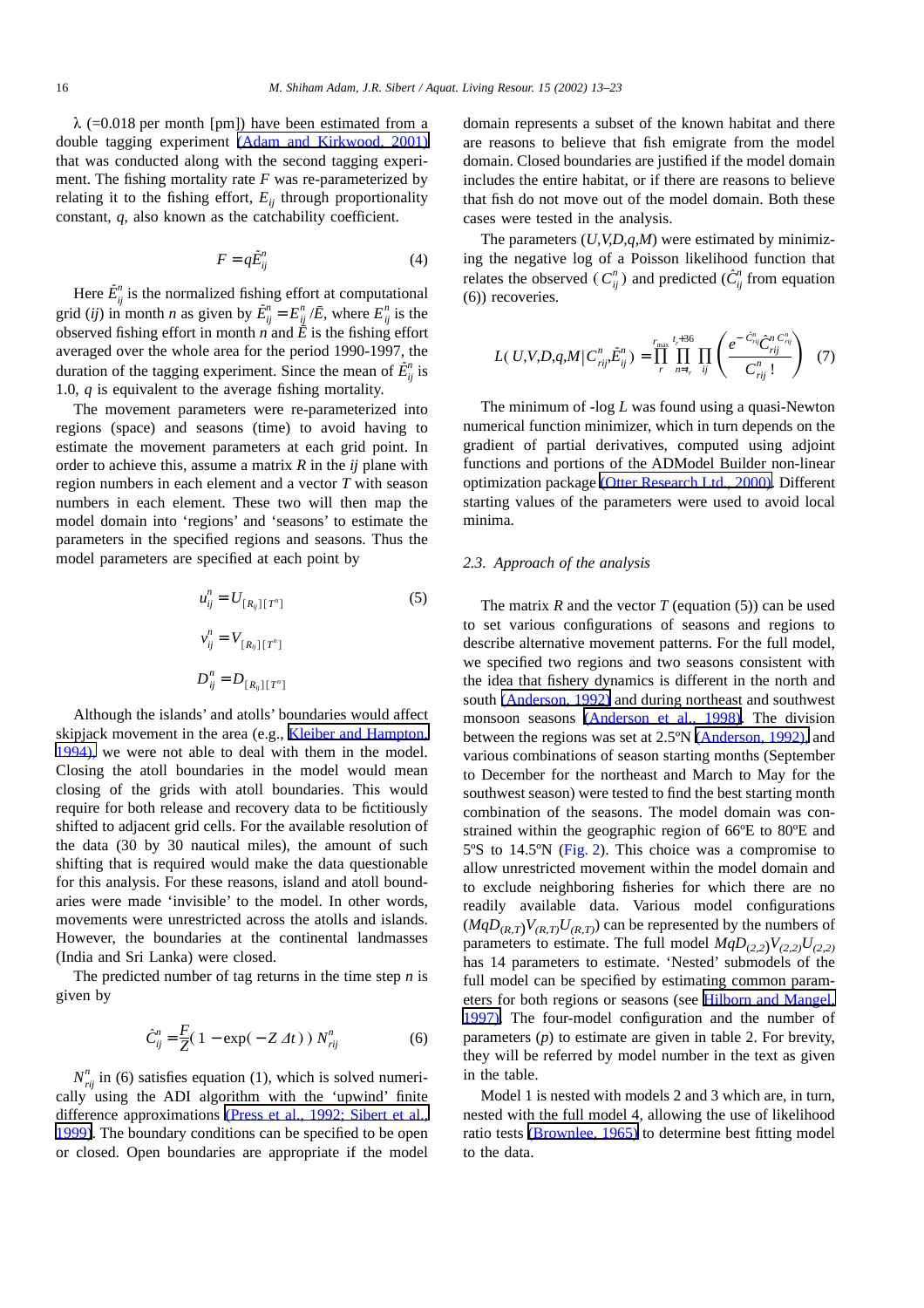$\lambda$ (=0.018 per month [pm]) have been estimated from a double tagging experiment (Adam and Kirkwood, 2001) that was conducted along with the second tagging experiment. The fishing mortality rate $F$ was re-parameterized by relating it to the fishing effort, $E_{ij}$ through proportionality constant, $q$, also known as the catchability coefficient.

$$F = q\tilde{E}^n_{ij} \tag{4}$$

Here $\tilde{E}^n_{ij}$ is the normalized fishing effort at computational grid ($ij$) in month $n$ as given by $\tilde{E}^n_{ij} = E^n_{ij}/\bar{E}$, where $E^n_{ij}$ is the observed fishing effort in month $n$ and $\bar{E}$ is the fishing effort averaged over the whole area for the period 1990-1997, the duration of the tagging experiment. Since the mean of $\tilde{E}^n_{ij}$ is 1.0, $q$ is equivalent to the average fishing mortality.

The movement parameters were re-parameterized into regions (space) and seasons (time) to avoid having to estimate the movement parameters at each grid point. In order to achieve this, assume a matrix $R$ in the $ij$ plane with region numbers in each element and a vector $T$ with season numbers in each element. These two will then map the model domain into 'regions' and 'seasons' to estimate the parameters in the specified regions and seasons. Thus the model parameters are specified at each point by

$$u^n_{ij} = U_{[R_{ij}][T^n]} \tag{5}$$

$$v^n_{ij} = V_{[R_{ij}][T^n]}$$

$$D^n_{ij} = D_{[R_{ij}][T^n]}$$

Although the islands' and atolls' boundaries would affect skipjack movement in the area (e.g., Kleiber and Hampton, 1994), we were not able to deal with them in the model. Closing the atoll boundaries in the model would mean closing of the grids with atoll boundaries. This would require for both release and recovery data to be fictitiously shifted to adjacent grid cells. For the available resolution of the data (30 by 30 nautical miles), the amount of such shifting that is required would make the data questionable for this analysis. For these reasons, island and atoll boundaries were made 'invisible' to the model. In other words, movements were unrestricted across the atolls and islands. However, the boundaries at the continental landmasses (India and Sri Lanka) were closed.

The predicted number of tag returns in the time step $n$ is given by

$$\hat{C}^n_{ij} = \frac{F}{Z}(1 - \exp(-Z\,\Delta t))\,N^n_{rij} \tag{6}$$

$N^n_{rij}$ in (6) satisfies equation (1), which is solved numerically using the ADI algorithm with the 'upwind' finite difference approximations (Press et al., 1992; Sibert et al., 1999). The boundary conditions can be specified to be open or closed. Open boundaries are appropriate if the model domain represents a subset of the known habitat and there are reasons to believe that fish emigrate from the model domain. Closed boundaries are justified if the model domain includes the entire habitat, or if there are reasons to believe that fish do not move out of the model domain. Both these cases were tested in the analysis.

The parameters ($U,V,D,q,M$) were estimated by minimizing the negative log of a Poisson likelihood function that relates the observed ($C^n_{ij}$) and predicted ($\hat{C}^n_{ij}$ from equation (6)) recoveries.

$$L(U,V,D,q,M\,|\,C^n_{rij},\tilde{E}^n_{ij}) = \prod_{r}^{r_{\max}} \prod_{n=t_r}^{t_r+36} \prod_{ij} \left( \frac{e^{-\hat{C}^n_{rij}}\hat{C}^{n\,C^n_{rij}}_{rij}}{C^n_{rij}\,!} \right) \tag{7}$$

The minimum of -log $L$ was found using a quasi-Newton numerical function minimizer, which in turn depends on the gradient of partial derivatives, computed using adjoint functions and portions of the ADModel Builder non-linear optimization package (Otter Research Ltd., 2000). Different starting values of the parameters were used to avoid local minima.

### 2.3. Approach of the analysis

The matrix $R$ and the vector $T$ (equation (5)) can be used to set various configurations of seasons and regions to describe alternative movement patterns. For the full model, we specified two regions and two seasons consistent with the idea that fishery dynamics is different in the north and south (Anderson, 1992) and during northeast and southwest monsoon seasons (Anderson et al., 1998). The division between the regions was set at 2.5ºN (Anderson, 1992), and various combinations of season starting months (September to December for the northeast and March to May for the southwest season) were tested to find the best starting month combination of the seasons. The model domain was constrained within the geographic region of 66ºE to 80ºE and 5ºS to 14.5ºN (Fig. 2). This choice was a compromise to allow unrestricted movement within the model domain and to exclude neighboring fisheries for which there are no readily available data. Various model configurations ($MqD_{(R,T)}V_{(R,T)}U_{(R,T)}$) can be represented by the numbers of parameters to estimate. The full model $MqD_{(2,2)}V_{(2,2)}U_{(2,2)}$ has 14 parameters to estimate. 'Nested' submodels of the full model can be specified by estimating common parameters for both regions or seasons (see Hilborn and Mangel, 1997). The four-model configuration and the number of parameters ($p$) to estimate are given in table 2. For brevity, they will be referred by model number in the text as given in the table.

Model 1 is nested with models 2 and 3 which are, in turn, nested with the full model 4, allowing the use of likelihood ratio tests (Brownlee, 1965) to determine best fitting model to the data.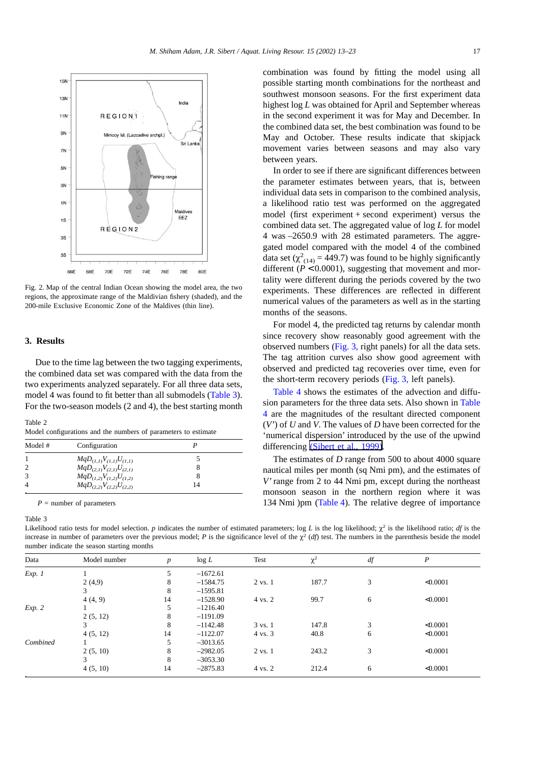Fig. 2. Map of the central Indian Ocean showing the model area, the two regions, the approximate range of the Maldivian fishery (shaded), and the 200-mile Exclusive Economic Zone of the Maldives (thin line).

## 3. Results

Due to the time lag between the two tagging experiments, the combined data set was compared with the data from the two experiments analyzed separately. For all three data sets, model 4 was found to fit better than all submodels (Table 3). For the two-season models (2 and 4), the best starting month combination was found by fitting the model using all possible starting month combinations for the northeast and southwest monsoon seasons. For the first experiment data highest log *L* was obtained for April and September whereas in the second experiment it was for May and December. In the combined data set, the best combination was found to be May and October. These results indicate that skipjack movement varies between seasons and may also vary between years.

Table 2
Model configurations and the numbers of parameters to estimate

| Model # | Configuration | P |
|---|---|---|
| 1 | $MqD_{(1,1)}V_{(1,1)}U_{(1,1)}$ | 5 |
| 2 | $MqD_{(2,1)}V_{(2,1)}U_{(2,1)}$ | 8 |
| 3 | $MqD_{(1,2)}V_{(1,2)}U_{(1,2)}$ | 8 |
| 4 | $MqD_{(2,2)}V_{(2,2)}U_{(2,2)}$ | 14 |

$P$ = number of parameters

In order to see if there are significant differences between the parameter estimates between years, that is, between individual data sets in comparison to the combined analysis, a likelihood ratio test was performed on the aggregated model (first experiment + second experiment) versus the combined data set. The aggregated value of log *L* for model 4 was –2650.9 with 28 estimated parameters. The aggregated model compared with the model 4 of the combined data set ($\chi^2_{(14)}$ = 449.7) was found to be highly significantly different ($P$ <0.0001), suggesting that movement and mortality were different during the periods covered by the two experiments. These differences are reflected in different numerical values of the parameters as well as in the starting months of the seasons.

For model 4, the predicted tag returns by calendar month since recovery show reasonably good agreement with the observed numbers (Fig. 3, right panels) for all the data sets. The tag attrition curves also show good agreement with observed and predicted tag recoveries over time, even for the short-term recovery periods (Fig. 3, left panels).

Table 4 shows the estimates of the advection and diffusion parameters for the three data sets. Also shown in Table 4 are the magnitudes of the resultant directed component ($V'$) of $U$ and $V$. The values of $D$ have been corrected for the 'numerical dispersion' introduced by the use of the upwind differencing (Sibert et al., 1999).

The estimates of $D$ range from 500 to about 4000 square nautical miles per month (sq Nmi pm), and the estimates of $V'$ range from 2 to 44 Nmi pm, except during the northeast monsoon season in the northern region where it was 134 Nmi )pm (Table 4). The relative degree of importance

Table 3
Likelihood ratio tests for model selection. *p* indicates the number of estimated parameters; log *L* is the log likelihood; $\chi^2$ is the likelihood ratio; *df* is the increase in number of parameters over the previous model; *P* is the significance level of the $\chi^2$ (*df*) test. The numbers in the parenthesis beside the model number indicate the season starting months

| Data | Model number | *p* | log *L* | Test | $\chi^2$ | *df* | *P* |
|---|---|---|---|---|---|---|---|
| *Exp. 1* | 1 | 5 | –1672.61 | | | | |
| | 2 (4,9) | 8 | –1584.75 | 2 vs. 1 | 187.7 | 3 | <0.0001 |
| | 3 | 8 | –1595.81 | | | | |
| | 4 (4, 9) | 14 | –1528.90 | 4 vs. 2 | 99.7 | 6 | <0.0001 |
| *Exp. 2* | 1 | 5 | –1216.40 | | | | |
| | 2 (5, 12) | 8 | –1191.09 | | | | |
| | 3 | 8 | –1142.48 | 3 vs. 1 | 147.8 | 3 | <0.0001 |
| | 4 (5, 12) | 14 | –1122.07 | 4 vs. 3 | 40.8 | 6 | <0.0001 |
| *Combined* | 1 | 5 | –3013.65 | | | | |
| | 2 (5, 10) | 8 | –2982.05 | 2 vs. 1 | 243.2 | 3 | <0.0001 |
| | 3 | 8 | –3053.30 | | | | |
| | 4 (5, 10) | 14 | –2875.83 | 4 vs. 2 | 212.4 | 6 | <0.0001 |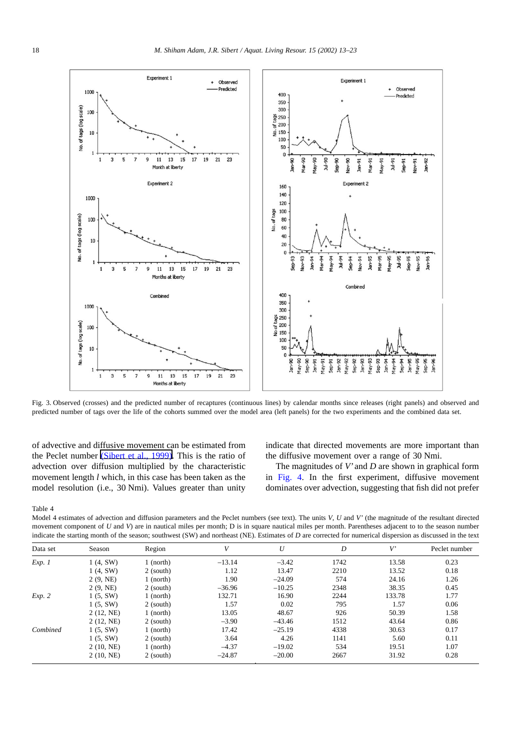Fig. 3. Observed (crosses) and the predicted number of recaptures (continuous lines) by calendar months since releases (right panels) and observed and predicted number of tags over the life of the cohorts summed over the model area (left panels) for the two experiments and the combined data set.

of advective and diffusive movement can be estimated from the Peclet number (Sibert et al., 1999). This is the ratio of advection over diffusion multiplied by the characteristic movement length $l$ which, in this case has been taken as the model resolution (i.e., 30 Nmi). Values greater than unity indicate that directed movements are more important than the diffusive movement over a range of 30 Nmi.

The magnitudes of $V'$ and $D$ are shown in graphical form in Fig. 4. In the first experiment, diffusive movement dominates over advection, suggesting that fish did not prefer

Table 4

Model 4 estimates of advection and diffusion parameters and the Peclet numbers (see text). The units $V$, $U$ and $V'$ (the magnitude of the resultant directed movement component of $U$ and $V$) are in nautical miles per month; D is in square nautical miles per month. Parentheses adjacent to to the season number indicate the starting month of the season; southwest (SW) and northeast (NE). Estimates of $D$ are corrected for numerical dispersion as discussed in the text

| Data set | Season | Region | $V$ | $U$ | $D$ | $V'$ | Peclet number |
|---|---|---|---|---|---|---|---|
| *Exp. 1* | 1 (4, SW) | 1 (north) | −13.14 | −3.42 | 1742 | 13.58 | 0.23 |
| | 1 (4, SW) | 2 (south) | 1.12 | 13.47 | 2210 | 13.52 | 0.18 |
| | 2 (9, NE) | 1 (north) | 1.90 | −24.09 | 574 | 24.16 | 1.26 |
| | 2 (9, NE) | 2 (south) | −36.96 | −10.25 | 2348 | 38.35 | 0.45 |
| *Exp. 2* | 1 (5, SW) | 1 (north) | 132.71 | 16.90 | 2244 | 133.78 | 1.77 |
| | 1 (5, SW) | 2 (south) | 1.57 | 0.02 | 795 | 1.57 | 0.06 |
| | 2 (12, NE) | 1 (north) | 13.05 | 48.67 | 926 | 50.39 | 1.58 |
| | 2 (12, NE) | 2 (south) | −3.90 | −43.46 | 1512 | 43.64 | 0.86 |
| *Combined* | 1 (5, SW) | 1 (north) | 17.42 | −25.19 | 4338 | 30.63 | 0.17 |
| | 1 (5, SW) | 2 (south) | 3.64 | 4.26 | 1141 | 5.60 | 0.11 |
| | 2 (10, NE) | 1 (north) | −4.37 | −19.02 | 534 | 19.51 | 1.07 |
| | 2 (10, NE) | 2 (south) | −24.87 | −20.00 | 2667 | 31.92 | 0.28 |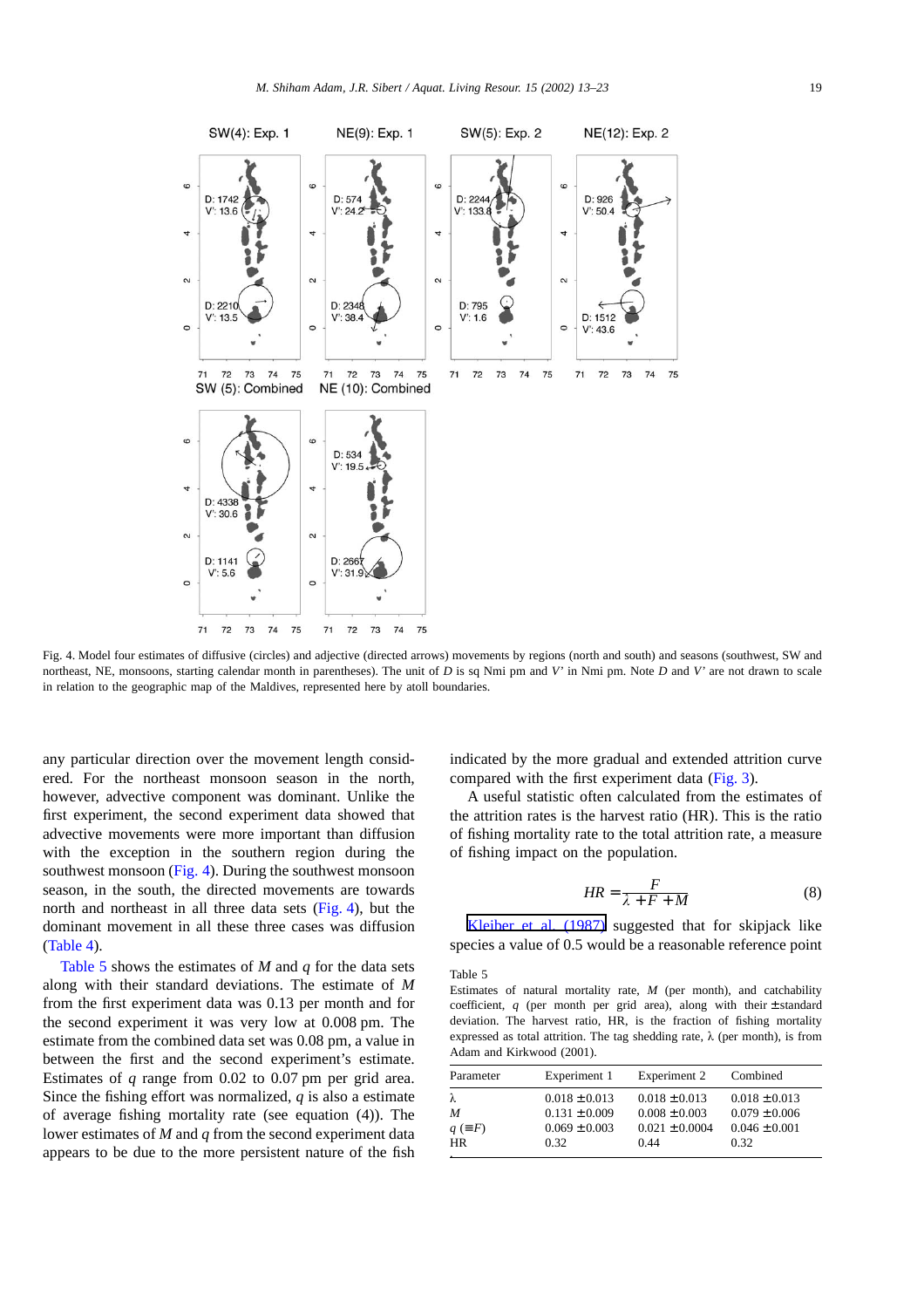Fig. 4. Model four estimates of diffusive (circles) and adjective (directed arrows) movements by regions (north and south) and seasons (southwest, SW and northeast, NE, monsoons, starting calendar month in parentheses). The unit of $D$ is sq Nmi pm and $V'$ in Nmi pm. Note $D$ and $V'$ are not drawn to scale in relation to the geographic map of the Maldives, represented here by atoll boundaries.

any particular direction over the movement length considered. For the northeast monsoon season in the north, however, advective component was dominant. Unlike the first experiment, the second experiment data showed that advective movements were more important than diffusion with the exception in the southern region during the southwest monsoon (Fig. 4). During the southwest monsoon season, in the south, the directed movements are towards north and northeast in all three data sets (Fig. 4), but the dominant movement in all these three cases was diffusion (Table 4).

Table 5 shows the estimates of $M$ and $q$ for the data sets along with their standard deviations. The estimate of $M$ from the first experiment data was 0.13 per month and for the second experiment it was very low at 0.008 pm. The estimate from the combined data set was 0.08 pm, a value in between the first and the second experiment's estimate. Estimates of $q$ range from 0.02 to 0.07 pm per grid area. Since the fishing effort was normalized, $q$ is also a estimate of average fishing mortality rate (see equation (4)). The lower estimates of $M$ and $q$ from the second experiment data appears to be due to the more persistent nature of the fish indicated by the more gradual and extended attrition curve compared with the first experiment data (Fig. 3).

A useful statistic often calculated from the estimates of the attrition rates is the harvest ratio (HR). This is the ratio of fishing mortality rate to the total attrition rate, a measure of fishing impact on the population.

$$HR = \frac{F}{\lambda + F + M} \quad (8)$$

Kleiber et al. (1987) suggested that for skipjack like species a value of 0.5 would be a reasonable reference point

Table 5
Estimates of natural mortality rate, $M$ (per month), and catchability coefficient, $q$ (per month per grid area), along with their ± standard deviation. The harvest ratio, HR, is the fraction of fishing mortality expressed as total attrition. The tag shedding rate, $\lambda$ (per month), is from Adam and Kirkwood (2001).

| Parameter | Experiment 1 | Experiment 2 | Combined |
|---|---|---|---|
| $\lambda$ | 0.018 ± 0.013 | 0.018 ± 0.013 | 0.018 ± 0.013 |
| $M$ | 0.131 ± 0.009 | 0.008 ± 0.003 | 0.079 ± 0.006 |
| $q$ ($\equiv F$) | 0.069 ± 0.003 | 0.021 ± 0.0004 | 0.046 ± 0.001 |
| HR | 0.32 | 0.44 | 0.32 |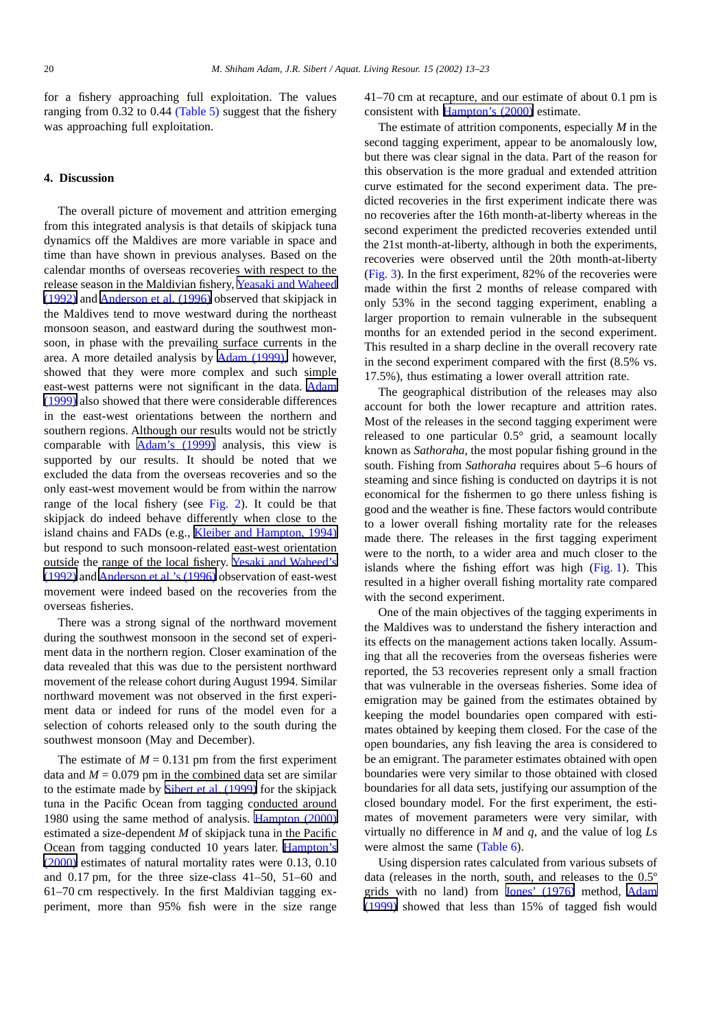for a fishery approaching full exploitation. The values ranging from 0.32 to 0.44 (Table 5) suggest that the fishery was approaching full exploitation.

## 4. Discussion

The overall picture of movement and attrition emerging from this integrated analysis is that details of skipjack tuna dynamics off the Maldives are more variable in space and time than have shown in previous analyses. Based on the calendar months of overseas recoveries with respect to the release season in the Maldivian fishery, Yeasaki and Waheed (1992) and Anderson et al. (1996) observed that skipjack in the Maldives tend to move westward during the northeast monsoon season, and eastward during the southwest monsoon, in phase with the prevailing surface currents in the area. A more detailed analysis by Adam (1999), however, showed that they were more complex and such simple east-west patterns were not significant in the data. Adam (1999) also showed that there were considerable differences in the east-west orientations between the northern and southern regions. Although our results would not be strictly comparable with Adam's (1999) analysis, this view is supported by our results. It should be noted that we excluded the data from the overseas recoveries and so the only east-west movement would be from within the narrow range of the local fishery (see Fig. 2). It could be that skipjack do indeed behave differently when close to the island chains and FADs (e.g., Kleiber and Hampton, 1994) but respond to such monsoon-related east-west orientation outside the range of the local fishery. Yesaki and Waheed's (1992) and Anderson et al.'s (1996) observation of east-west movement were indeed based on the recoveries from the overseas fisheries.

There was a strong signal of the northward movement during the southwest monsoon in the second set of experiment data in the northern region. Closer examination of the data revealed that this was due to the persistent northward movement of the release cohort during August 1994. Similar northward movement was not observed in the first experiment data or indeed for runs of the model even for a selection of cohorts released only to the south during the southwest monsoon (May and December).

The estimate of $M = 0.131$ pm from the first experiment data and $M = 0.079$ pm in the combined data set are similar to the estimate made by Sibert et al. (1999) for the skipjack tuna in the Pacific Ocean from tagging conducted around 1980 using the same method of analysis. Hampton (2000) estimated a size-dependent $M$ of skipjack tuna in the Pacific Ocean from tagging conducted 10 years later. Hampton's (2000) estimates of natural mortality rates were 0.13, 0.10 and 0.17 pm, for the three size-class 41–50, 51–60 and 61–70 cm respectively. In the first Maldivian tagging experiment, more than 95% fish were in the size range 41–70 cm at recapture, and our estimate of about 0.1 pm is consistent with Hampton's (2000) estimate.

The estimate of attrition components, especially $M$ in the second tagging experiment, appear to be anomalously low, but there was clear signal in the data. Part of the reason for this observation is the more gradual and extended attrition curve estimated for the second experiment data. The predicted recoveries in the first experiment indicate there was no recoveries after the 16th month-at-liberty whereas in the second experiment the predicted recoveries extended until the 21st month-at-liberty, although in both the experiments, recoveries were observed until the 20th month-at-liberty (Fig. 3). In the first experiment, 82% of the recoveries were made within the first 2 months of release compared with only 53% in the second tagging experiment, enabling a larger proportion to remain vulnerable in the subsequent months for an extended period in the second experiment. This resulted in a sharp decline in the overall recovery rate in the second experiment compared with the first (8.5% vs. 17.5%), thus estimating a lower overall attrition rate.

The geographical distribution of the releases may also account for both the lower recapture and attrition rates. Most of the releases in the second tagging experiment were released to one particular 0.5° grid, a seamount locally known as *Sathoraha*, the most popular fishing ground in the south. Fishing from *Sathoraha* requires about 5–6 hours of steaming and since fishing is conducted on daytrips it is not economical for the fishermen to go there unless fishing is good and the weather is fine. These factors would contribute to a lower overall fishing mortality rate for the releases made there. The releases in the first tagging experiment were to the north, to a wider area and much closer to the islands where the fishing effort was high (Fig. 1). This resulted in a higher overall fishing mortality rate compared with the second experiment.

One of the main objectives of the tagging experiments in the Maldives was to understand the fishery interaction and its effects on the management actions taken locally. Assuming that all the recoveries from the overseas fisheries were reported, the 53 recoveries represent only a small fraction that was vulnerable in the overseas fisheries. Some idea of emigration may be gained from the estimates obtained by keeping the model boundaries open compared with estimates obtained by keeping them closed. For the case of the open boundaries, any fish leaving the area is considered to be an emigrant. The parameter estimates obtained with open boundaries were very similar to those obtained with closed boundaries for all data sets, justifying our assumption of the closed boundary model. For the first experiment, the estimates of movement parameters were very similar, with virtually no difference in $M$ and $q$, and the value of log $Ls$ were almost the same (Table 6).

Using dispersion rates calculated from various subsets of data (releases in the north, south, and releases to the 0.5º grids with no land) from Jones' (1976) method, Adam (1999) showed that less than 15% of tagged fish would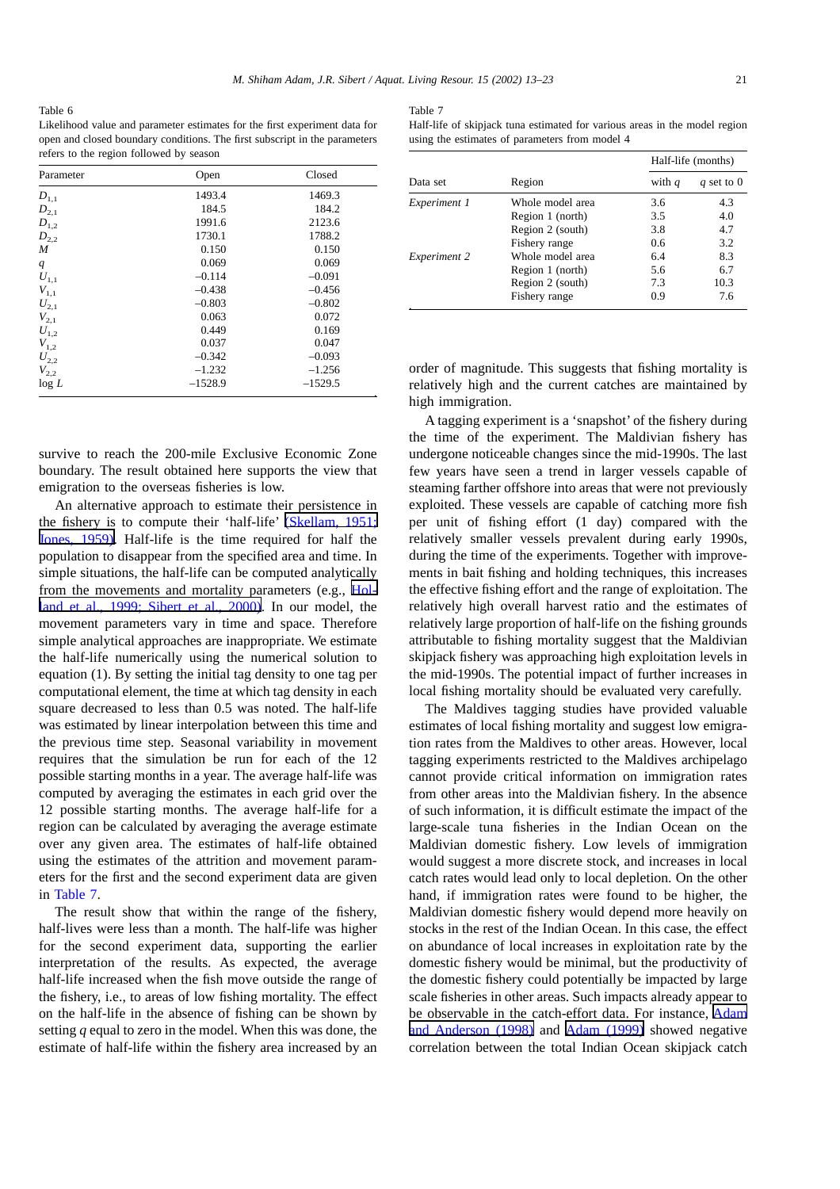Table 6
Likelihood value and parameter estimates for the first experiment data for open and closed boundary conditions. The first subscript in the parameters refers to the region followed by season

| Parameter | Open | Closed |
|---|---|---|
| $D_{1,1}$ | 1493.4 | 1469.3 |
| $D_{2,1}$ | 184.5 | 184.2 |
| $D_{1,2}$ | 1991.6 | 2123.6 |
| $D_{2,2}$ | 1730.1 | 1788.2 |
| $M$ | 0.150 | 0.150 |
| $q$ | 0.069 | 0.069 |
| $U_{1,1}$ | –0.114 | –0.091 |
| $V_{1,1}$ | –0.438 | –0.456 |
| $U_{2,1}$ | –0.803 | –0.802 |
| $V_{2,1}$ | 0.063 | 0.072 |
| $U_{1,2}$ | 0.449 | 0.169 |
| $V_{1,2}$ | 0.037 | 0.047 |
| $U_{2,2}$ | –0.342 | –0.093 |
| $V_{2,2}$ | –1.232 | –1.256 |
| $\log L$ | –1528.9 | –1529.5 |

survive to reach the 200-mile Exclusive Economic Zone boundary. The result obtained here supports the view that emigration to the overseas fisheries is low.

An alternative approach to estimate their persistence in the fishery is to compute their 'half-life' (Skellam, 1951; Jones, 1959). Half-life is the time required for half the population to disappear from the specified area and time. In simple situations, the half-life can be computed analytically from the movements and mortality parameters (e.g., Holland et al., 1999; Sibert et al., 2000). In our model, the movement parameters vary in time and space. Therefore simple analytical approaches are inappropriate. We estimate the half-life numerically using the numerical solution to equation (1). By setting the initial tag density to one tag per computational element, the time at which tag density in each square decreased to less than 0.5 was noted. The half-life was estimated by linear interpolation between this time and the previous time step. Seasonal variability in movement requires that the simulation be run for each of the 12 possible starting months in a year. The average half-life was computed by averaging the estimates in each grid over the 12 possible starting months. The average half-life for a region can be calculated by averaging the average estimate over any given area. The estimates of half-life obtained using the estimates of the attrition and movement parameters for the first and the second experiment data are given in Table 7.

The result show that within the range of the fishery, half-lives were less than a month. The half-life was higher for the second experiment data, supporting the earlier interpretation of the results. As expected, the average half-life increased when the fish move outside the range of the fishery, i.e., to areas of low fishing mortality. The effect on the half-life in the absence of fishing can be shown by setting $q$ equal to zero in the model. When this was done, the estimate of half-life within the fishery area increased by an order of magnitude. This suggests that fishing mortality is relatively high and the current catches are maintained by high immigration.

Table 7
Half-life of skipjack tuna estimated for various areas in the model region using the estimates of parameters from model 4

| Data set | Region | Half-life (months) | |
|---|---|---|---|
| | | with $q$ | $q$ set to 0 |
| *Experiment 1* | Whole model area | 3.6 | 4.3 |
| | Region 1 (north) | 3.5 | 4.0 |
| | Region 2 (south) | 3.8 | 4.7 |
| | Fishery range | 0.6 | 3.2 |
| *Experiment 2* | Whole model area | 6.4 | 8.3 |
| | Region 1 (north) | 5.6 | 6.7 |
| | Region 2 (south) | 7.3 | 10.3 |
| | Fishery range | 0.9 | 7.6 |

A tagging experiment is a 'snapshot' of the fishery during the time of the experiment. The Maldivian fishery has undergone noticeable changes since the mid-1990s. The last few years have seen a trend in larger vessels capable of steaming farther offshore into areas that were not previously exploited. These vessels are capable of catching more fish per unit of fishing effort (1 day) compared with the relatively smaller vessels prevalent during early 1990s, during the time of the experiments. Together with improvements in bait fishing and holding techniques, this increases the effective fishing effort and the range of exploitation. The relatively high overall harvest ratio and the estimates of relatively large proportion of half-life on the fishing grounds attributable to fishing mortality suggest that the Maldivian skipjack fishery was approaching high exploitation levels in the mid-1990s. The potential impact of further increases in local fishing mortality should be evaluated very carefully.

The Maldives tagging studies have provided valuable estimates of local fishing mortality and suggest low emigration rates from the Maldives to other areas. However, local tagging experiments restricted to the Maldives archipelago cannot provide critical information on immigration rates from other areas into the Maldivian fishery. In the absence of such information, it is difficult estimate the impact of the large-scale tuna fisheries in the Indian Ocean on the Maldivian domestic fishery. Low levels of immigration would suggest a more discrete stock, and increases in local catch rates would lead only to local depletion. On the other hand, if immigration rates were found to be higher, the Maldivian domestic fishery would depend more heavily on stocks in the rest of the Indian Ocean. In this case, the effect on abundance of local increases in exploitation rate by the domestic fishery would be minimal, but the productivity of the domestic fishery could potentially be impacted by large scale fisheries in other areas. Such impacts already appear to be observable in the catch-effort data. For instance, Adam and Anderson (1998) and Adam (1999) showed negative correlation between the total Indian Ocean skipjack catch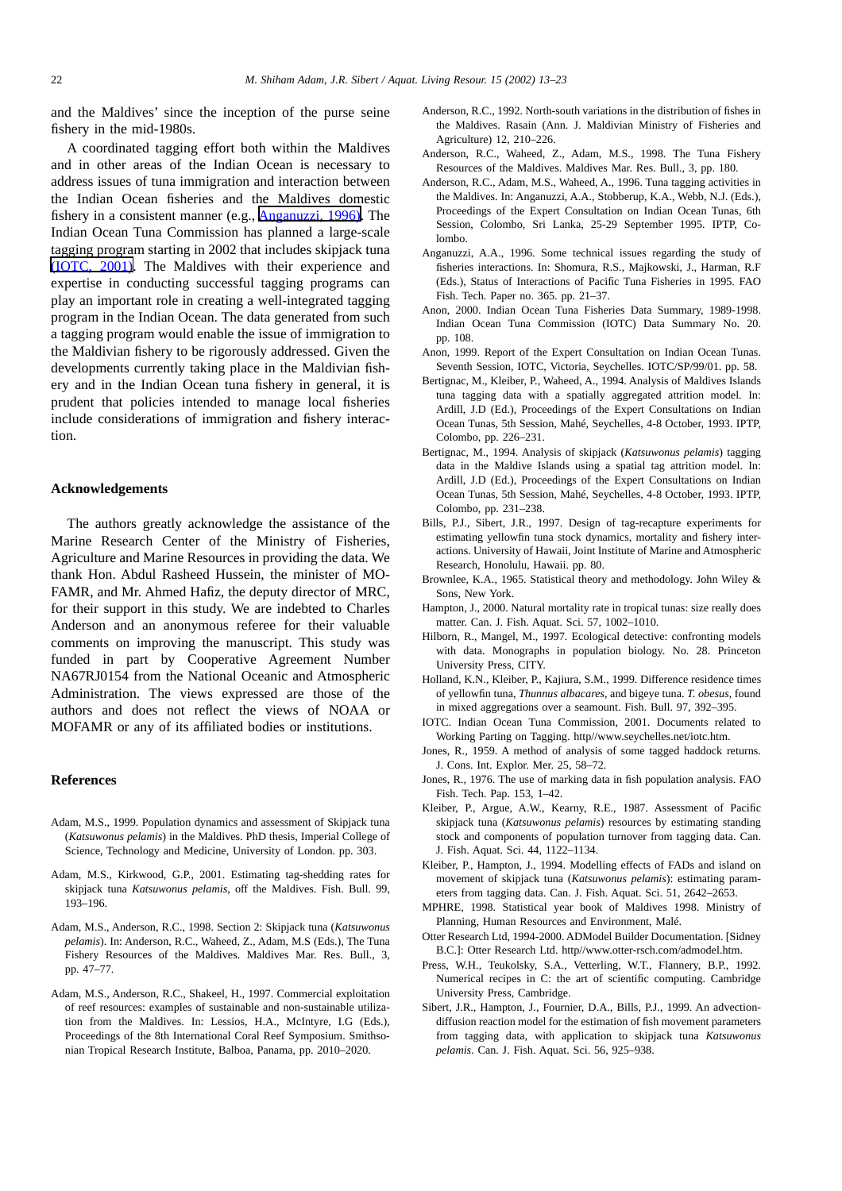and the Maldives' since the inception of the purse seine fishery in the mid-1980s.

A coordinated tagging effort both within the Maldives and in other areas of the Indian Ocean is necessary to address issues of tuna immigration and interaction between the Indian Ocean fisheries and the Maldives domestic fishery in a consistent manner (e.g., Anganuzzi, 1996). The Indian Ocean Tuna Commission has planned a large-scale tagging program starting in 2002 that includes skipjack tuna (IOTC, 2001). The Maldives with their experience and expertise in conducting successful tagging programs can play an important role in creating a well-integrated tagging program in the Indian Ocean. The data generated from such a tagging program would enable the issue of immigration to the Maldivian fishery to be rigorously addressed. Given the developments currently taking place in the Maldivian fishery and in the Indian Ocean tuna fishery in general, it is prudent that policies intended to manage local fisheries include considerations of immigration and fishery interaction.

## Acknowledgements

The authors greatly acknowledge the assistance of the Marine Research Center of the Ministry of Fisheries, Agriculture and Marine Resources in providing the data. We thank Hon. Abdul Rasheed Hussein, the minister of MOFAMR, and Mr. Ahmed Hafiz, the deputy director of MRC, for their support in this study. We are indebted to Charles Anderson and an anonymous referee for their valuable comments on improving the manuscript. This study was funded in part by Cooperative Agreement Number NA67RJ0154 from the National Oceanic and Atmospheric Administration. The views expressed are those of the authors and does not reflect the views of NOAA or MOFAMR or any of its affiliated bodies or institutions.

## References

Adam, M.S., 1999. Population dynamics and assessment of Skipjack tuna (*Katsuwonus pelamis*) in the Maldives. PhD thesis, Imperial College of Science, Technology and Medicine, University of London. pp. 303.

Adam, M.S., Kirkwood, G.P., 2001. Estimating tag-shedding rates for skipjack tuna *Katsuwonus pelamis*, off the Maldives. Fish. Bull. 99, 193–196.

Adam, M.S., Anderson, R.C., 1998. Section 2: Skipjack tuna (*Katsuwonus pelamis*). In: Anderson, R.C., Waheed, Z., Adam, M.S (Eds.), The Tuna Fishery Resources of the Maldives. Maldives Mar. Res. Bull., 3, pp. 47–77.

Adam, M.S., Anderson, R.C., Shakeel, H., 1997. Commercial exploitation of reef resources: examples of sustainable and non-sustainable utilization from the Maldives. In: Lessios, H.A., McIntyre, I.G (Eds.), Proceedings of the 8th International Coral Reef Symposium. Smithsonian Tropical Research Institute, Balboa, Panama, pp. 2010–2020.

Anderson, R.C., 1992. North-south variations in the distribution of fishes in the Maldives. Rasain (Ann. J. Maldivian Ministry of Fisheries and Agriculture) 12, 210–226.

Anderson, R.C., Waheed, Z., Adam, M.S., 1998. The Tuna Fishery Resources of the Maldives. Maldives Mar. Res. Bull., 3, pp. 180.

Anderson, R.C., Adam, M.S., Waheed, A., 1996. Tuna tagging activities in the Maldives. In: Anganuzzi, A.A., Stobberup, K.A., Webb, N.J. (Eds.), Proceedings of the Expert Consultation on Indian Ocean Tunas, 6th Session, Colombo, Sri Lanka, 25-29 September 1995. IPTP, Colombo.

Anganuzzi, A.A., 1996. Some technical issues regarding the study of fisheries interactions. In: Shomura, R.S., Majkowski, J., Harman, R.F (Eds.), Status of Interactions of Pacific Tuna Fisheries in 1995. FAO Fish. Tech. Paper no. 365. pp. 21–37.

Anon, 2000. Indian Ocean Tuna Fisheries Data Summary, 1989-1998. Indian Ocean Tuna Commission (IOTC) Data Summary No. 20. pp. 108.

Anon, 1999. Report of the Expert Consultation on Indian Ocean Tunas. Seventh Session, IOTC, Victoria, Seychelles. IOTC/SP/99/01. pp. 58.

Bertignac, M., Kleiber, P., Waheed, A., 1994. Analysis of Maldives Islands tuna tagging data with a spatially aggregated attrition model. In: Ardill, J.D (Ed.), Proceedings of the Expert Consultations on Indian Ocean Tunas, 5th Session, Mahé, Seychelles, 4-8 October, 1993. IPTP, Colombo, pp. 226–231.

Bertignac, M., 1994. Analysis of skipjack (*Katsuwonus pelamis*) tagging data in the Maldive Islands using a spatial tag attrition model. In: Ardill, J.D (Ed.), Proceedings of the Expert Consultations on Indian Ocean Tunas, 5th Session, Mahé, Seychelles, 4-8 October, 1993. IPTP, Colombo, pp. 231–238.

Bills, P.J., Sibert, J.R., 1997. Design of tag-recapture experiments for estimating yellowfin tuna stock dynamics, mortality and fishery interactions. University of Hawaii, Joint Institute of Marine and Atmospheric Research, Honolulu, Hawaii. pp. 80.

Brownlee, K.A., 1965. Statistical theory and methodology. John Wiley & Sons, New York.

Hampton, J., 2000. Natural mortality rate in tropical tunas: size really does matter. Can. J. Fish. Aquat. Sci. 57, 1002–1010.

Hilborn, R., Mangel, M., 1997. Ecological detective: confronting models with data. Monographs in population biology. No. 28. Princeton University Press, CITY.

Holland, K.N., Kleiber, P., Kajiura, S.M., 1999. Difference residence times of yellowfin tuna, *Thunnus albacares*, and bigeye tuna. *T. obesus*, found in mixed aggregations over a seamount. Fish. Bull. 97, 392–395.

IOTC. Indian Ocean Tuna Commission, 2001. Documents related to Working Parting on Tagging. http//www.seychelles.net/iotc.htm.

Jones, R., 1959. A method of analysis of some tagged haddock returns. J. Cons. Int. Explor. Mer. 25, 58–72.

Jones, R., 1976. The use of marking data in fish population analysis. FAO Fish. Tech. Pap. 153, 1–42.

Kleiber, P., Argue, A.W., Kearny, R.E., 1987. Assessment of Pacific skipjack tuna (*Katsuwonus pelamis*) resources by estimating standing stock and components of population turnover from tagging data. Can. J. Fish. Aquat. Sci. 44, 1122–1134.

Kleiber, P., Hampton, J., 1994. Modelling effects of FADs and island on movement of skipjack tuna (*Katsuwonus pelamis*): estimating parameters from tagging data. Can. J. Fish. Aquat. Sci. 51, 2642–2653.

MPHRE, 1998. Statistical year book of Maldives 1998. Ministry of Planning, Human Resources and Environment, Malé.

Otter Research Ltd, 1994-2000. ADModel Builder Documentation. [Sidney B.C.]: Otter Research Ltd. http//www.otter-rsch.com/admodel.htm.

Press, W.H., Teukolsky, S.A., Vetterling, W.T., Flannery, B.P., 1992. Numerical recipes in C: the art of scientific computing. Cambridge University Press, Cambridge.

Sibert, J.R., Hampton, J., Fournier, D.A., Bills, P.J., 1999. An advection-diffusion reaction model for the estimation of fish movement parameters from tagging data, with application to skipjack tuna *Katsuwonus pelamis*. Can. J. Fish. Aquat. Sci. 56, 925–938.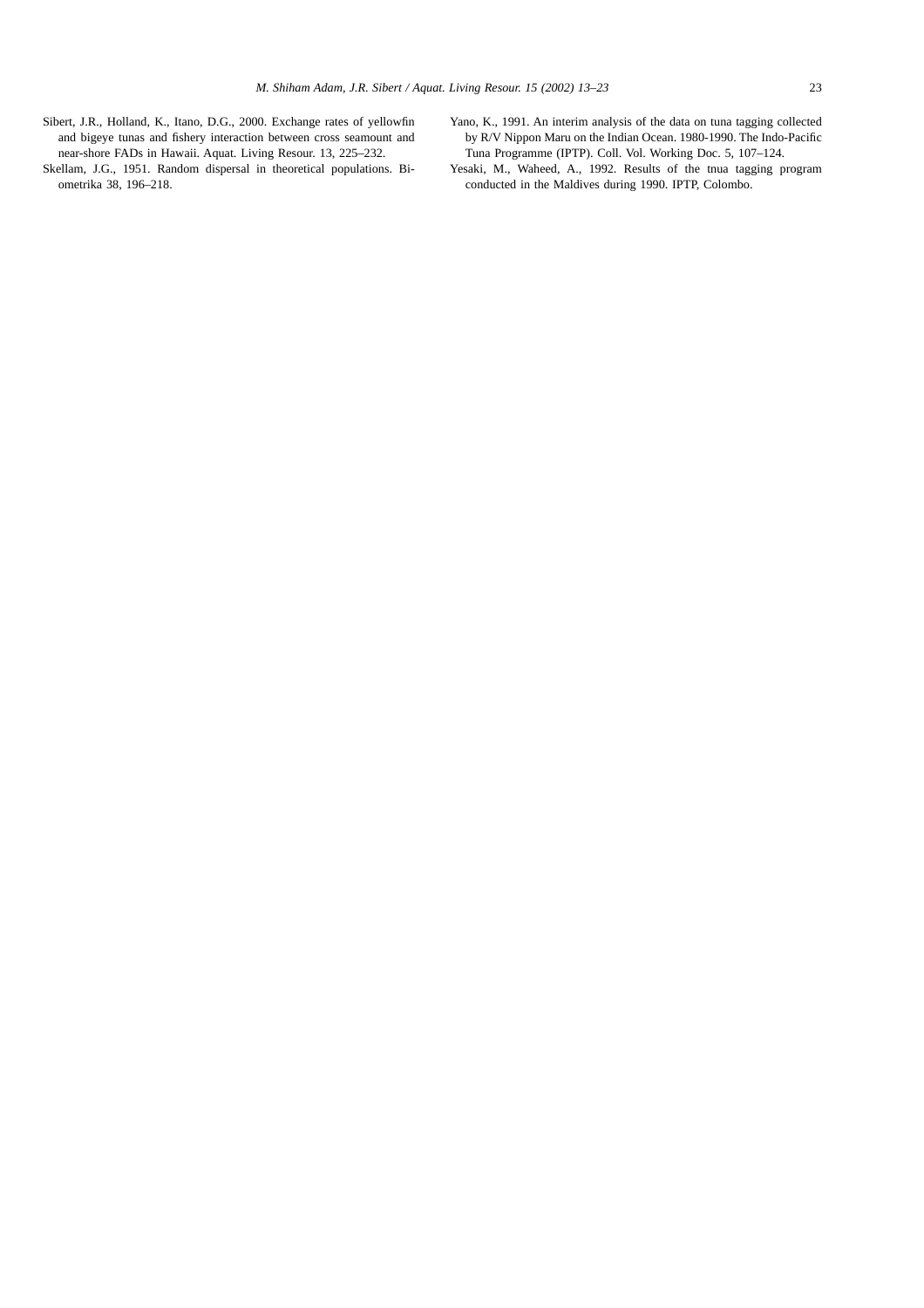Sibert, J.R., Holland, K., Itano, D.G., 2000. Exchange rates of yellowfin and bigeye tunas and fishery interaction between cross seamount and near-shore FADs in Hawaii. Aquat. Living Resour. 13, 225–232.

Skellam, J.G., 1951. Random dispersal in theoretical populations. Biometrika 38, 196–218.

Yano, K., 1991. An interim analysis of the data on tuna tagging collected by R/V Nippon Maru on the Indian Ocean. 1980-1990. The Indo-Pacific Tuna Programme (IPTP). Coll. Vol. Working Doc. 5, 107–124.

Yesaki, M., Waheed, A., 1992. Results of the tnua tagging program conducted in the Maldives during 1990. IPTP, Colombo.